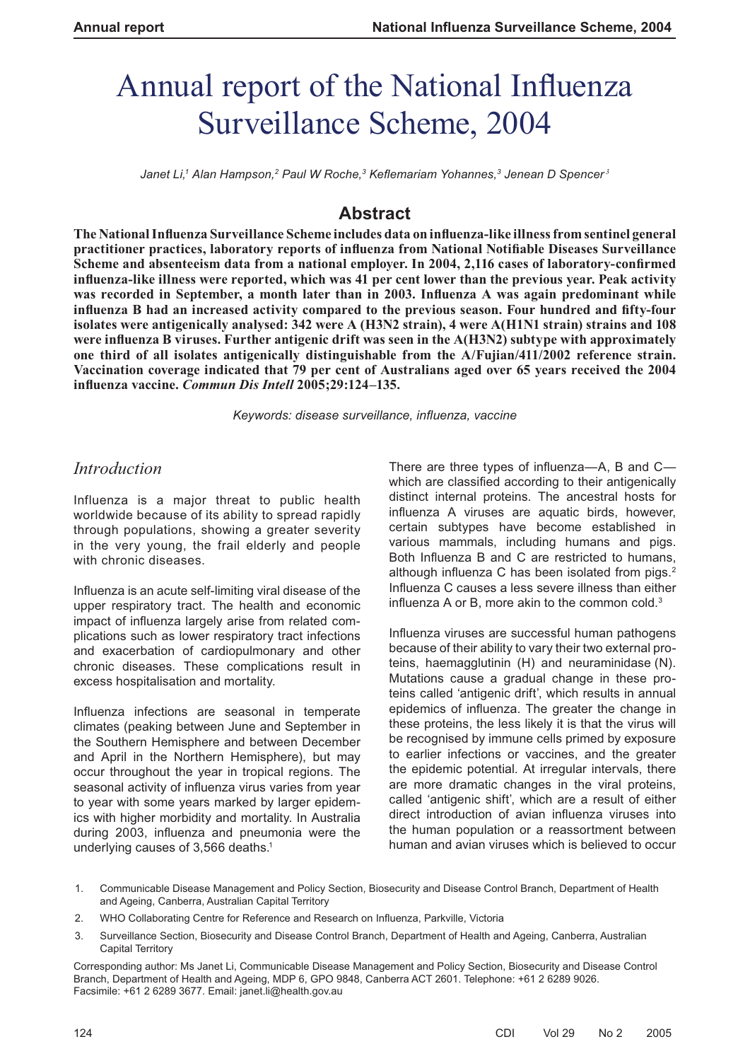# Annual report of the National Influenza Surveillance Scheme, 2004

*Janet Li,[1] Alan Hampson,[2] Paul W Roche,[3] Keflemariam Yohannes,[3] Jenean D Spencer[3]*

## Abstract

**The National Influenza Surveillance Scheme includes data on influenza-like illness from sentinel general practitioner practices, laboratory reports of influenza from National Notifiable Diseases Surveillance Scheme and absenteeism data from a national employer. In 2004, 2,116 cases of laboratory-confirmed influenza-like illness were reported, which was 41 per cent lower than the previous year. Peak activity was recorded in September, a month later than in 2003. Influenza A was again predominant while influenza B had an increased activity compared to the previous season. Four hundred and fifty-four isolates were antigenically analysed: 342 were A (H3N2 strain), 4 were A(H1N1 strain) strains and 108 were influenza B viruses. Further antigenic drift was seen in the A(H3N2) subtype with approximately one third of all isolates antigenically distinguishable from the A/Fujian/411/2002 reference strain. Vaccination coverage indicated that 79 per cent of Australians aged over 65 years received the 2004 influenza vaccine. *Commun Dis Intell* 2005;29:124–135.**

*Keywords: disease surveillance, influenza, vaccine*

## *Introduction*

Influenza is a major threat to public health worldwide because of its ability to spread rapidly through populations, showing a greater severity in the very young, the frail elderly and people with chronic diseases.

Influenza is an acute self-limiting viral disease of the upper respiratory tract. The health and economic impact of influenza largely arise from related complications such as lower respiratory tract infections and exacerbation of cardiopulmonary and other chronic diseases. These complications result in excess hospitalisation and mortality.

Influenza infections are seasonal in temperate climates (peaking between June and September in the Southern Hemisphere and between December and April in the Northern Hemisphere), but may occur throughout the year in tropical regions. The seasonal activity of influenza virus varies from year to year with some years marked by larger epidemics with higher morbidity and mortality. In Australia during 2003, influenza and pneumonia were the underlying causes of 3,566 deaths.[1]

There are three types of influenza—A, B and C—which are classified according to their antigenically distinct internal proteins. The ancestral hosts for influenza A viruses are aquatic birds, however, certain subtypes have become established in various mammals, including humans and pigs. Both Influenza B and C are restricted to humans, although influenza C has been isolated from pigs.[2] Influenza C causes a less severe illness than either influenza A or B, more akin to the common cold.[3]

Influenza viruses are successful human pathogens because of their ability to vary their two external proteins, haemagglutinin (H) and neuraminidase (N). Mutations cause a gradual change in these proteins called 'antigenic drift', which results in annual epidemics of influenza. The greater the change in these proteins, the less likely it is that the virus will be recognised by immune cells primed by exposure to earlier infections or vaccines, and the greater the epidemic potential. At irregular intervals, there are more dramatic changes in the viral proteins, called 'antigenic shift', which are a result of either direct introduction of avian influenza viruses into the human population or a reassortment between human and avian viruses which is believed to occur

1. Communicable Disease Management and Policy Section, Biosecurity and Disease Control Branch, Department of Health and Ageing, Canberra, Australian Capital Territory
2. WHO Collaborating Centre for Reference and Research on Influenza, Parkville, Victoria
3. Surveillance Section, Biosecurity and Disease Control Branch, Department of Health and Ageing, Canberra, Australian Capital Territory

Corresponding author: Ms Janet Li, Communicable Disease Management and Policy Section, Biosecurity and Disease Control Branch, Department of Health and Ageing, MDP 6, GPO 9848, Canberra ACT 2601. Telephone: +61 2 6289 9026. Facsimile: +61 2 6289 3677. Email: janet.li@health.gov.au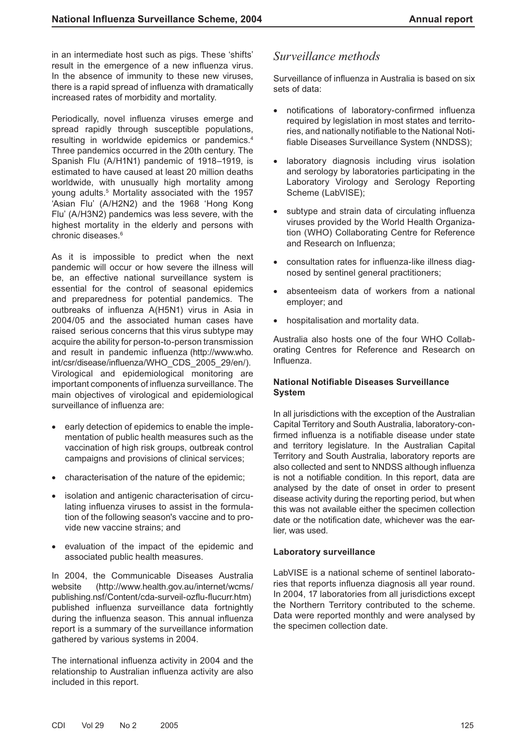in an intermediate host such as pigs. These 'shifts' result in the emergence of a new influenza virus. In the absence of immunity to these new viruses, there is a rapid spread of influenza with dramatically increased rates of morbidity and mortality.

Periodically, novel influenza viruses emerge and spread rapidly through susceptible populations, resulting in worldwide epidemics or pandemics.[4] Three pandemics occurred in the 20th century. The Spanish Flu (A/H1N1) pandemic of 1918–1919, is estimated to have caused at least 20 million deaths worldwide, with unusually high mortality among young adults.[5] Mortality associated with the 1957 'Asian Flu' (A/H2N2) and the 1968 'Hong Kong Flu' (A/H3N2) pandemics was less severe, with the highest mortality in the elderly and persons with chronic diseases.[6]

As it is impossible to predict when the next pandemic will occur or how severe the illness will be, an effective national surveillance system is essential for the control of seasonal epidemics and preparedness for potential pandemics. The outbreaks of influenza A(H5N1) virus in Asia in 2004/05 and the associated human cases have raised serious concerns that this virus subtype may acquire the ability for person-to-person transmission and result in pandemic influenza (http://www.who.int/csr/disease/influenza/WHO_CDS_2005_29/en/). Virological and epidemiological monitoring are important components of influenza surveillance. The main objectives of virological and epidemiological surveillance of influenza are:

- early detection of epidemics to enable the implementation of public health measures such as the vaccination of high risk groups, outbreak control campaigns and provisions of clinical services;
- characterisation of the nature of the epidemic;
- isolation and antigenic characterisation of circulating influenza viruses to assist in the formulation of the following season's vaccine and to provide new vaccine strains; and
- evaluation of the impact of the epidemic and associated public health measures.

In 2004, the Communicable Diseases Australia website (http://www.health.gov.au/internet/wcms/publishing.nsf/Content/cda-surveil-ozflu-flucurr.htm) published influenza surveillance data fortnightly during the influenza season. This annual influenza report is a summary of the surveillance information gathered by various systems in 2004.

The international influenza activity in 2004 and the relationship to Australian influenza activity are also included in this report.

## *Surveillance methods*

Surveillance of influenza in Australia is based on six sets of data:

- notifications of laboratory-confirmed influenza required by legislation in most states and territories, and nationally notifiable to the National Notifiable Diseases Surveillance System (NNDSS);
- laboratory diagnosis including virus isolation and serology by laboratories participating in the Laboratory Virology and Serology Reporting Scheme (LabVISE);
- subtype and strain data of circulating influenza viruses provided by the World Health Organization (WHO) Collaborating Centre for Reference and Research on Influenza;
- consultation rates for influenza-like illness diagnosed by sentinel general practitioners;
- absenteeism data of workers from a national employer; and
- hospitalisation and mortality data.

Australia also hosts one of the four WHO Collaborating Centres for Reference and Research on Influenza.

### National Notifiable Diseases Surveillance System

In all jurisdictions with the exception of the Australian Capital Territory and South Australia, laboratory-confirmed influenza is a notifiable disease under state and territory legislature. In the Australian Capital Territory and South Australia, laboratory reports are also collected and sent to NNDSS although influenza is not a notifiable condition. In this report, data are analysed by the date of onset in order to present disease activity during the reporting period, but when this was not available either the specimen collection date or the notification date, whichever was the earlier, was used.

### Laboratory surveillance

LabVISE is a national scheme of sentinel laboratories that reports influenza diagnosis all year round. In 2004, 17 laboratories from all jurisdictions except the Northern Territory contributed to the scheme. Data were reported monthly and were analysed by the specimen collection date.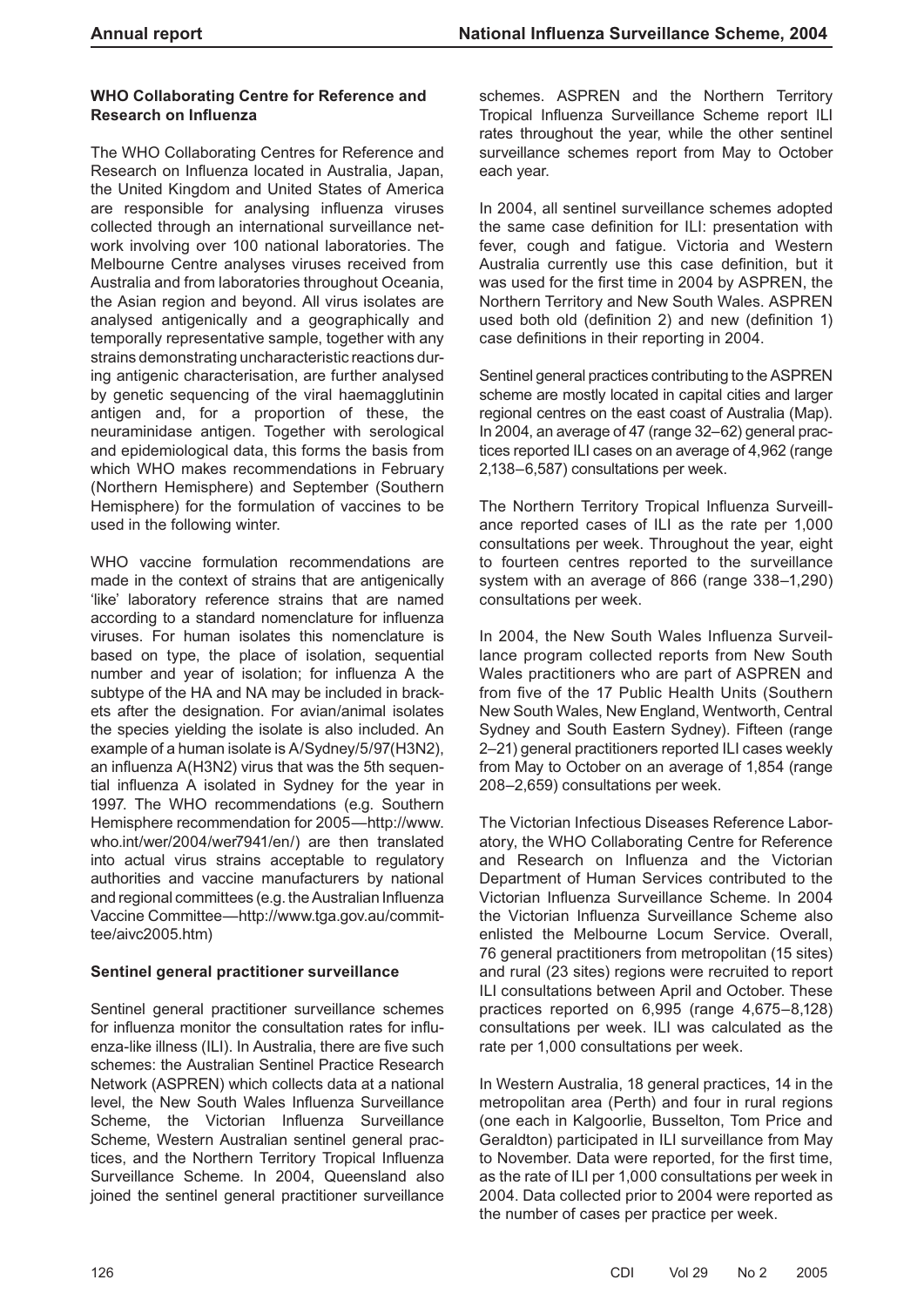### WHO Collaborating Centre for Reference and Research on Influenza

The WHO Collaborating Centres for Reference and Research on Influenza located in Australia, Japan, the United Kingdom and United States of America are responsible for analysing influenza viruses collected through an international surveillance network involving over 100 national laboratories. The Melbourne Centre analyses viruses received from Australia and from laboratories throughout Oceania, the Asian region and beyond. All virus isolates are analysed antigenically and a geographically and temporally representative sample, together with any strains demonstrating uncharacteristic reactions during antigenic characterisation, are further analysed by genetic sequencing of the viral haemagglutinin antigen and, for a proportion of these, the neuraminidase antigen. Together with serological and epidemiological data, this forms the basis from which WHO makes recommendations in February (Northern Hemisphere) and September (Southern Hemisphere) for the formulation of vaccines to be used in the following winter.

WHO vaccine formulation recommendations are made in the context of strains that are antigenically 'like' laboratory reference strains that are named according to a standard nomenclature for influenza viruses. For human isolates this nomenclature is based on type, the place of isolation, sequential number and year of isolation; for influenza A the subtype of the HA and NA may be included in brackets after the designation. For avian/animal isolates the species yielding the isolate is also included. An example of a human isolate is A/Sydney/5/97(H3N2), an influenza A(H3N2) virus that was the 5th sequential influenza A isolated in Sydney for the year in 1997. The WHO recommendations (e.g. Southern Hemisphere recommendation for 2005—http://www.who.int/wer/2004/wer7941/en/) are then translated into actual virus strains acceptable to regulatory authorities and vaccine manufacturers by national and regional committees (e.g. the Australian Influenza Vaccine Committee—http://www.tga.gov.au/committee/aivc2005.htm)

### Sentinel general practitioner surveillance

Sentinel general practitioner surveillance schemes for influenza monitor the consultation rates for influenza-like illness (ILI). In Australia, there are five such schemes: the Australian Sentinel Practice Research Network (ASPREN) which collects data at a national level, the New South Wales Influenza Surveillance Scheme, the Victorian Influenza Surveillance Scheme, Western Australian sentinel general practices, and the Northern Territory Tropical Influenza Surveillance Scheme. In 2004, Queensland also joined the sentinel general practitioner surveillance schemes. ASPREN and the Northern Territory Tropical Influenza Surveillance Scheme report ILI rates throughout the year, while the other sentinel surveillance schemes report from May to October each year.

In 2004, all sentinel surveillance schemes adopted the same case definition for ILI: presentation with fever, cough and fatigue. Victoria and Western Australia currently use this case definition, but it was used for the first time in 2004 by ASPREN, the Northern Territory and New South Wales. ASPREN used both old (definition 2) and new (definition 1) case definitions in their reporting in 2004.

Sentinel general practices contributing to the ASPREN scheme are mostly located in capital cities and larger regional centres on the east coast of Australia (Map). In 2004, an average of 47 (range 32–62) general practices reported ILI cases on an average of 4,962 (range 2,138–6,587) consultations per week.

The Northern Territory Tropical Influenza Surveillance reported cases of ILI as the rate per 1,000 consultations per week. Throughout the year, eight to fourteen centres reported to the surveillance system with an average of 866 (range 338–1,290) consultations per week.

In 2004, the New South Wales Influenza Surveillance program collected reports from New South Wales practitioners who are part of ASPREN and from five of the 17 Public Health Units (Southern New South Wales, New England, Wentworth, Central Sydney and South Eastern Sydney). Fifteen (range 2–21) general practitioners reported ILI cases weekly from May to October on an average of 1,854 (range 208–2,659) consultations per week.

The Victorian Infectious Diseases Reference Laboratory, the WHO Collaborating Centre for Reference and Research on Influenza and the Victorian Department of Human Services contributed to the Victorian Influenza Surveillance Scheme. In 2004 the Victorian Influenza Surveillance Scheme also enlisted the Melbourne Locum Service. Overall, 76 general practitioners from metropolitan (15 sites) and rural (23 sites) regions were recruited to report ILI consultations between April and October. These practices reported on 6,995 (range 4,675–8,128) consultations per week. ILI was calculated as the rate per 1,000 consultations per week.

In Western Australia, 18 general practices, 14 in the metropolitan area (Perth) and four in rural regions (one each in Kalgoorlie, Busselton, Tom Price and Geraldton) participated in ILI surveillance from May to November. Data were reported, for the first time, as the rate of ILI per 1,000 consultations per week in 2004. Data collected prior to 2004 were reported as the number of cases per practice per week.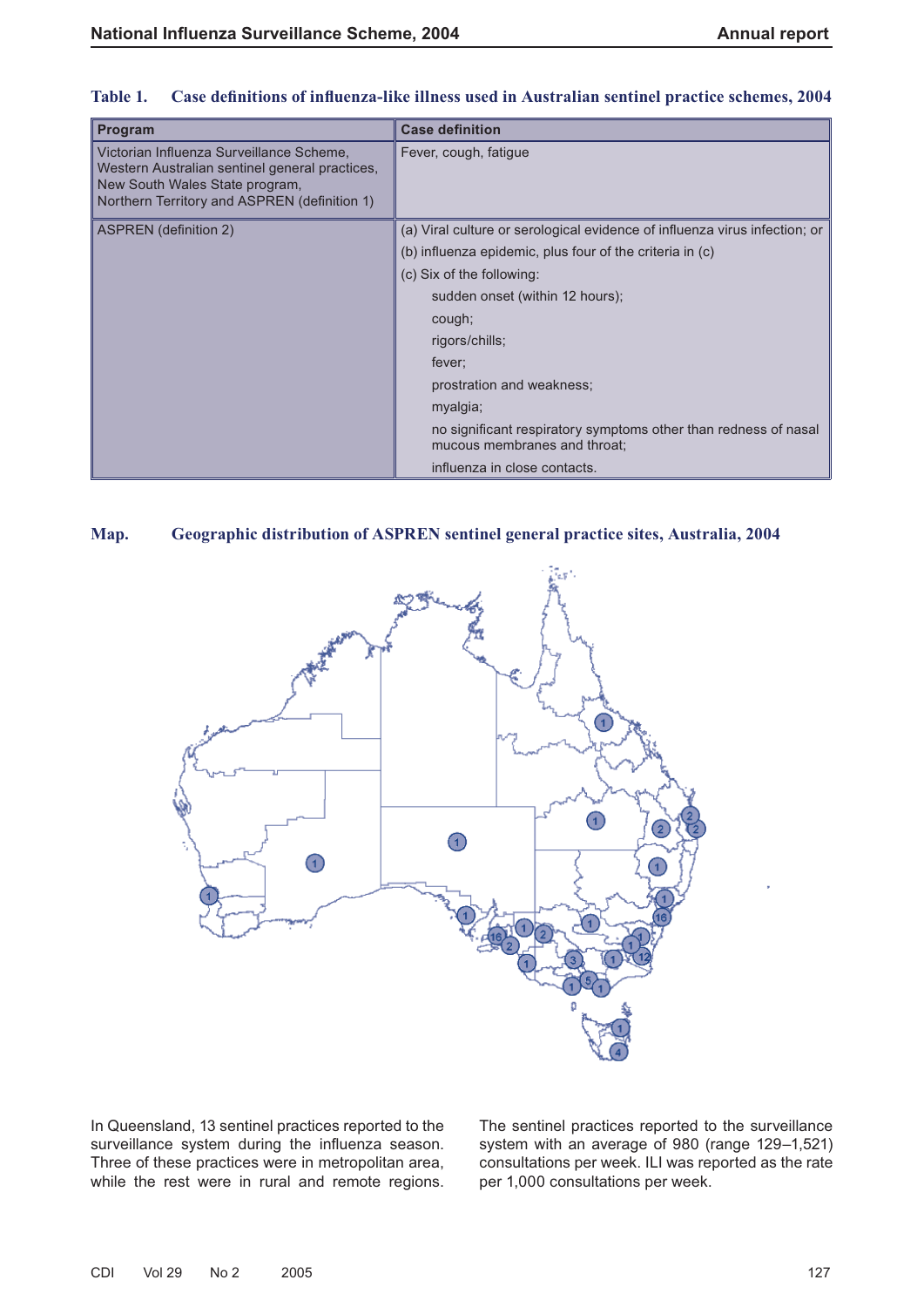Table 1. Case definitions of influenza-like illness used in Australian sentinel practice schemes, 2004

| Program | Case definition |
|---|---|
| Victorian Influenza Surveillance Scheme, Western Australian sentinel general practices, New South Wales State program, Northern Territory and ASPREN (definition 1) | Fever, cough, fatigue |
| ASPREN (definition 2) | (a) Viral culture or serological evidence of influenza virus infection; or<br>(b) influenza epidemic, plus four of the criteria in (c)<br>(c) Six of the following:<br>sudden onset (within 12 hours);<br>cough;<br>rigors/chills;<br>fever;<br>prostration and weakness;<br>myalgia;<br>no significant respiratory symptoms other than redness of nasal mucous membranes and throat;<br>influenza in close contacts. |

Map. Geographic distribution of ASPREN sentinel general practice sites, Australia, 2004

In Queensland, 13 sentinel practices reported to the surveillance system during the influenza season. Three of these practices were in metropolitan area, while the rest were in rural and remote regions.

The sentinel practices reported to the surveillance system with an average of 980 (range 129–1,521) consultations per week. ILI was reported as the rate per 1,000 consultations per week.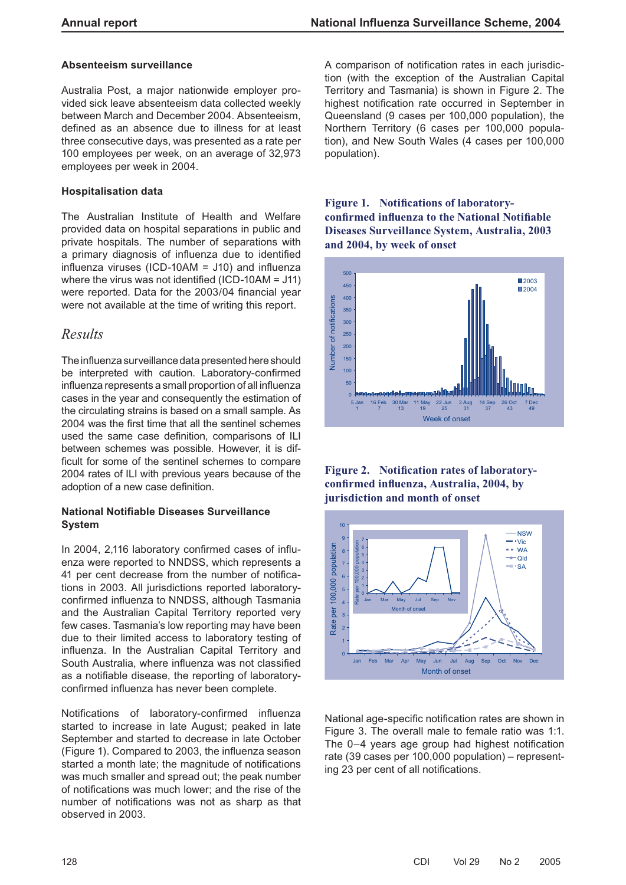#### Absenteeism surveillance

Australia Post, a major nationwide employer provided sick leave absenteeism data collected weekly between March and December 2004. Absenteeism, defined as an absence due to illness for at least three consecutive days, was presented as a rate per 100 employees per week, on an average of 32,973 employees per week in 2004.

#### Hospitalisation data

The Australian Institute of Health and Welfare provided data on hospital separations in public and private hospitals. The number of separations with a primary diagnosis of influenza due to identified influenza viruses (ICD-10AM = J10) and influenza where the virus was not identified (ICD-10AM = J11) were reported. Data for the 2003/04 financial year were not available at the time of writing this report.

## *Results*

The influenza surveillance data presented here should be interpreted with caution. Laboratory-confirmed influenza represents a small proportion of all influenza cases in the year and consequently the estimation of the circulating strains is based on a small sample. As 2004 was the first time that all the sentinel schemes used the same case definition, comparisons of ILI between schemes was possible. However, it is difficult for some of the sentinel schemes to compare 2004 rates of ILI with previous years because of the adoption of a new case definition.

#### National Notifiable Diseases Surveillance System

In 2004, 2,116 laboratory confirmed cases of influenza were reported to NNDSS, which represents a 41 per cent decrease from the number of notifications in 2003. All jurisdictions reported laboratory-confirmed influenza to NNDSS, although Tasmania and the Australian Capital Territory reported very few cases. Tasmania's low reporting may have been due to their limited access to laboratory testing of influenza. In the Australian Capital Territory and South Australia, where influenza was not classified as a notifiable disease, the reporting of laboratory-confirmed influenza has never been complete.

Notifications of laboratory-confirmed influenza started to increase in late August; peaked in late September and started to decrease in late October (Figure 1). Compared to 2003, the influenza season started a month late; the magnitude of notifications was much smaller and spread out; the peak number of notifications was much lower; and the rise of the number of notifications was not as sharp as that observed in 2003.

A comparison of notification rates in each jurisdiction (with the exception of the Australian Capital Territory and Tasmania) is shown in Figure 2. The highest notification rate occurred in September in Queensland (9 cases per 100,000 population), the Northern Territory (6 cases per 100,000 population), and New South Wales (4 cases per 100,000 population).

**Figure 1. Notifications of laboratory-confirmed influenza to the National Notifiable Diseases Surveillance System, Australia, 2003 and 2004, by week of onset**

**Figure 2. Notification rates of laboratory-confirmed influenza, Australia, 2004, by jurisdiction and month of onset**

National age-specific notification rates are shown in Figure 3. The overall male to female ratio was 1:1. The 0–4 years age group had highest notification rate (39 cases per 100,000 population) – representing 23 per cent of all notifications.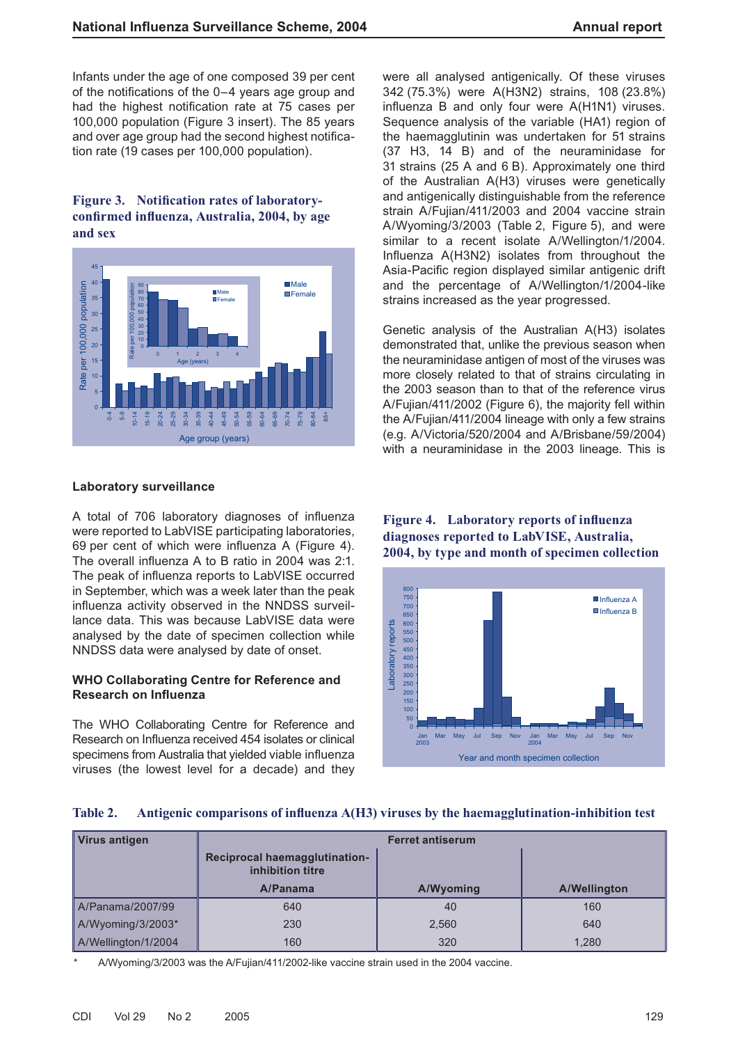Infants under the age of one composed 39 per cent of the notifications of the 0–4 years age group and had the highest notification rate at 75 cases per 100,000 population (Figure 3 insert). The 85 years and over age group had the second highest notification rate (19 cases per 100,000 population).

**Figure 3. Notification rates of laboratory-confirmed influenza, Australia, 2004, by age and sex**

## Laboratory surveillance

A total of 706 laboratory diagnoses of influenza were reported to LabVISE participating laboratories, 69 per cent of which were influenza A (Figure 4). The overall influenza A to B ratio in 2004 was 2:1. The peak of influenza reports to LabVISE occurred in September, which was a week later than the peak influenza activity observed in the NNDSS surveillance data. This was because LabVISE data were analysed by the date of specimen collection while NNDSS data were analysed by date of onset.

## WHO Collaborating Centre for Reference and Research on Influenza

The WHO Collaborating Centre for Reference and Research on Influenza received 454 isolates or clinical specimens from Australia that yielded viable influenza viruses (the lowest level for a decade) and they were all analysed antigenically. Of these viruses 342 (75.3%) were A(H3N2) strains, 108 (23.8%) influenza B and only four were A(H1N1) viruses. Sequence analysis of the variable (HA1) region of the haemagglutinin was undertaken for 51 strains (37 H3, 14 B) and of the neuraminidase for 31 strains (25 A and 6 B). Approximately one third of the Australian A(H3) viruses were genetically and antigenically distinguishable from the reference strain A/Fujian/411/2003 and 2004 vaccine strain A/Wyoming/3/2003 (Table 2, Figure 5), and were similar to a recent isolate A/Wellington/1/2004. Influenza A(H3N2) isolates from throughout the Asia-Pacific region displayed similar antigenic drift and the percentage of A/Wellington/1/2004-like strains increased as the year progressed.

Genetic analysis of the Australian A(H3) isolates demonstrated that, unlike the previous season when the neuraminidase antigen of most of the viruses was more closely related to that of strains circulating in the 2003 season than to that of the reference virus A/Fujian/411/2002 (Figure 6), the majority fell within the A/Fujian/411/2004 lineage with only a few strains (e.g. A/Victoria/520/2004 and A/Brisbane/59/2004) with a neuraminidase in the 2003 lineage. This is

**Figure 4. Laboratory reports of influenza diagnoses reported to LabVISE, Australia, 2004, by type and month of specimen collection**

**Table 2. Antigenic comparisons of influenza A(H3) viruses by the haemagglutination-inhibition test**

| Virus antigen | Ferret antiserum | | |
|---|---|---|---|
| | Reciprocal haemagglutination-inhibition titre | | |
| | A/Panama | A/Wyoming | A/Wellington |
| A/Panama/2007/99 | 640 | 40 | 160 |
| A/Wyoming/3/2003* | 230 | 2,560 | 640 |
| A/Wellington/1/2004 | 160 | 320 | 1,280 |

\* A/Wyoming/3/2003 was the A/Fujian/411/2002-like vaccine strain used in the 2004 vaccine.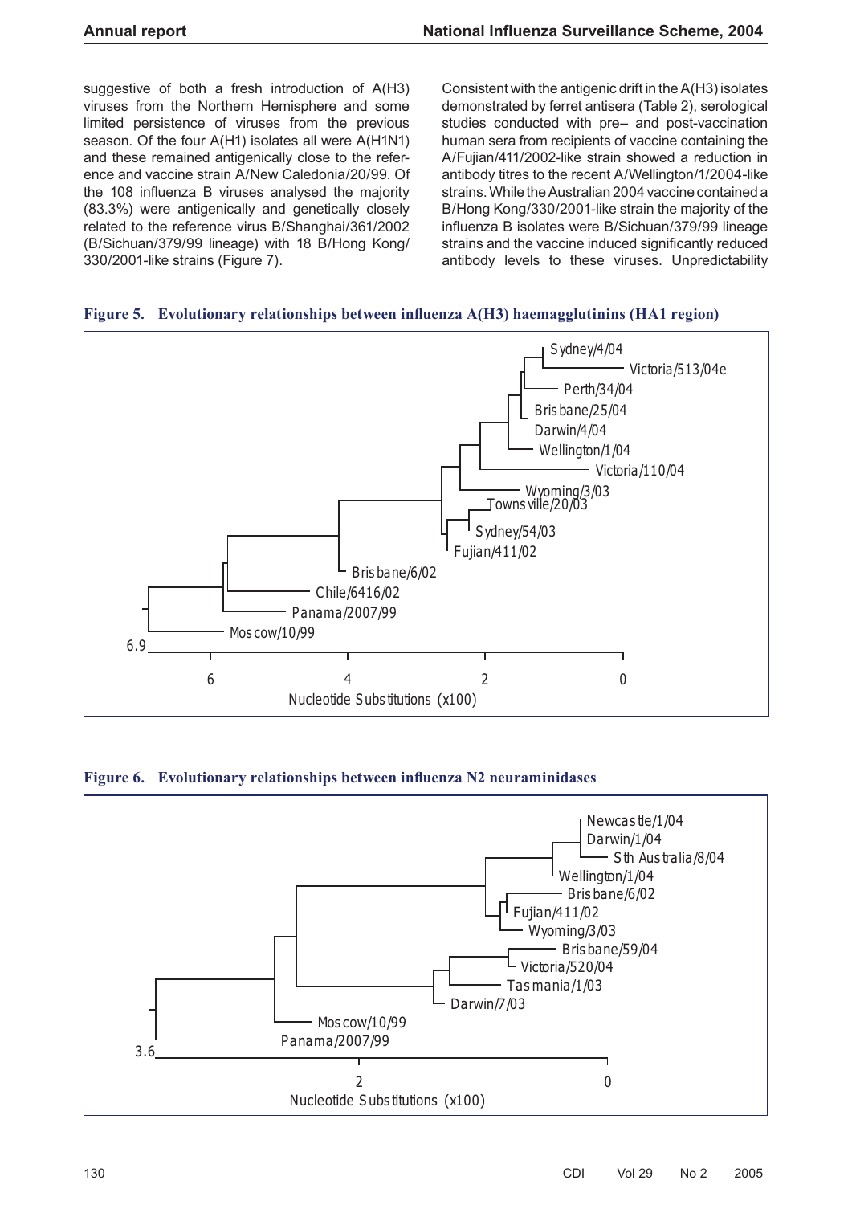suggestive of both a fresh introduction of A(H3) viruses from the Northern Hemisphere and some limited persistence of viruses from the previous season. Of the four A(H1) isolates all were A(H1N1) and these remained antigenically close to the reference and vaccine strain A/New Caledonia/20/99. Of the 108 influenza B viruses analysed the majority (83.3%) were antigenically and genetically closely related to the reference virus B/Shanghai/361/2002 (B/Sichuan/379/99 lineage) with 18 B/Hong Kong/330/2001-like strains (Figure 7).

Consistent with the antigenic drift in the A(H3) isolates demonstrated by ferret antisera (Table 2), serological studies conducted with pre– and post-vaccination human sera from recipients of vaccine containing the A/Fujian/411/2002-like strain showed a reduction in antibody titres to the recent A/Wellington/1/2004-like strains. While the Australian 2004 vaccine contained a B/Hong Kong/330/2001-like strain the majority of the influenza B isolates were B/Sichuan/379/99 lineage strains and the vaccine induced significantly reduced antibody levels to these viruses. Unpredictability

**Figure 5. Evolutionary relationships between influenza A(H3) haemagglutinins (HA1 region)**

**Figure 6. Evolutionary relationships between influenza N2 neuraminidases**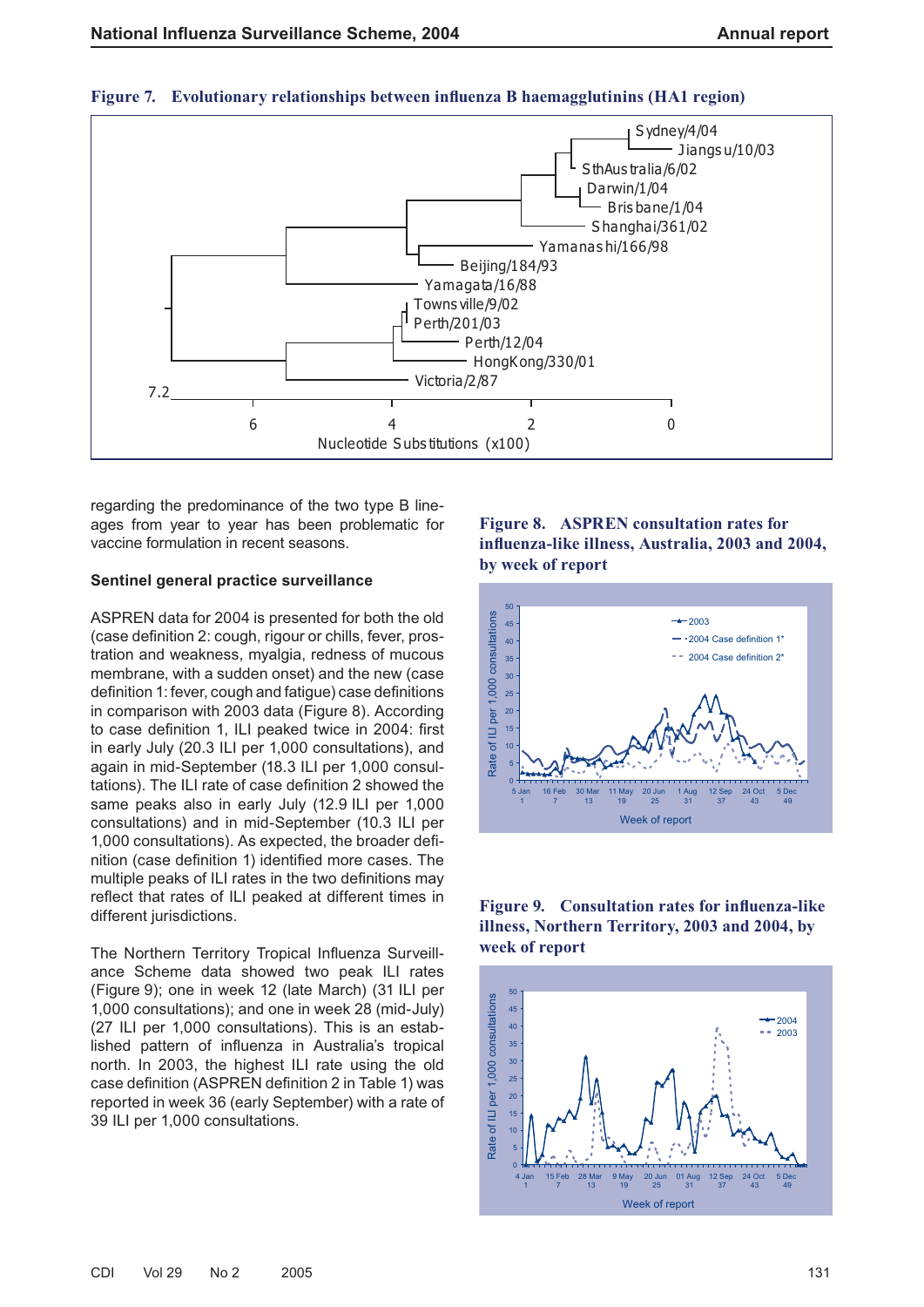**Figure 7. Evolutionary relationships between influenza B haemagglutinins (HA1 region)**

regarding the predominance of the two type B lineages from year to year has been problematic for vaccine formulation in recent seasons.

### Sentinel general practice surveillance

ASPREN data for 2004 is presented for both the old (case definition 2: cough, rigour or chills, fever, prostration and weakness, myalgia, redness of mucous membrane, with a sudden onset) and the new (case definition 1: fever, cough and fatigue) case definitions in comparison with 2003 data (Figure 8). According to case definition 1, ILI peaked twice in 2004: first in early July (20.3 ILI per 1,000 consultations), and again in mid-September (18.3 ILI per 1,000 consultations). The ILI rate of case definition 2 showed the same peaks also in early July (12.9 ILI per 1,000 consultations) and in mid-September (10.3 ILI per 1,000 consultations). As expected, the broader definition (case definition 1) identified more cases. The multiple peaks of ILI rates in the two definitions may reflect that rates of ILI peaked at different times in different jurisdictions.

The Northern Territory Tropical Influenza Surveillance Scheme data showed two peak ILI rates (Figure 9); one in week 12 (late March) (31 ILI per 1,000 consultations); and one in week 28 (mid-July) (27 ILI per 1,000 consultations). This is an established pattern of influenza in Australia's tropical north. In 2003, the highest ILI rate using the old case definition (ASPREN definition 2 in Table 1) was reported in week 36 (early September) with a rate of 39 ILI per 1,000 consultations.

**Figure 8. ASPREN consultation rates for influenza-like illness, Australia, 2003 and 2004, by week of report**

**Figure 9. Consultation rates for influenza-like illness, Northern Territory, 2003 and 2004, by week of report**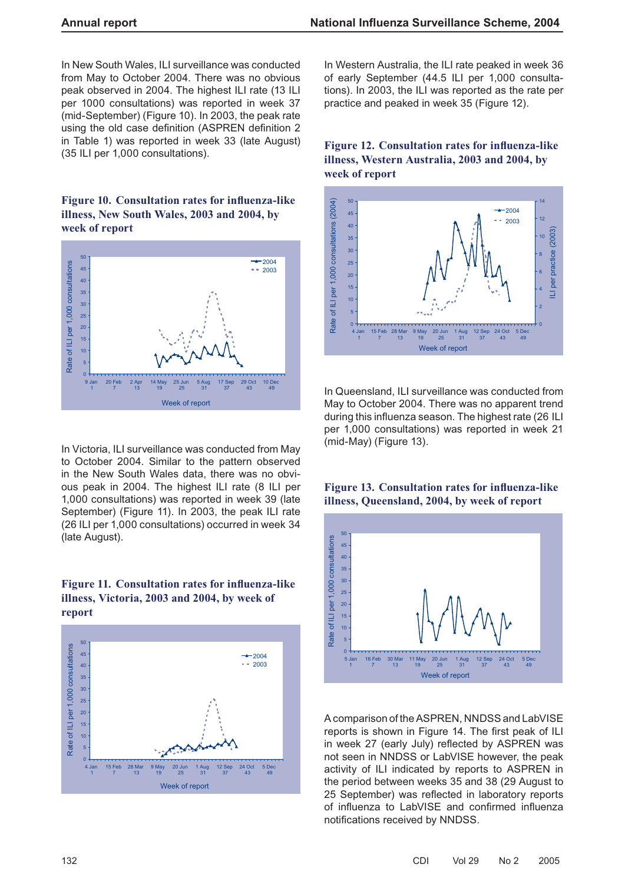In New South Wales, ILI surveillance was conducted from May to October 2004. There was no obvious peak observed in 2004. The highest ILI rate (13 ILI per 1000 consultations) was reported in week 37 (mid-September) (Figure 10). In 2003, the peak rate using the old case definition (ASPREN definition 2 in Table 1) was reported in week 33 (late August) (35 ILI per 1,000 consultations).

**Figure 10. Consultation rates for influenza-like illness, New South Wales, 2003 and 2004, by week of report**

In Victoria, ILI surveillance was conducted from May to October 2004. Similar to the pattern observed in the New South Wales data, there was no obvious peak in 2004. The highest ILI rate (8 ILI per 1,000 consultations) was reported in week 39 (late September) (Figure 11). In 2003, the peak ILI rate (26 ILI per 1,000 consultations) occurred in week 34 (late August).

**Figure 11. Consultation rates for influenza-like illness, Victoria, 2003 and 2004, by week of report**

In Western Australia, the ILI rate peaked in week 36 of early September (44.5 ILI per 1,000 consultations). In 2003, the ILI was reported as the rate per practice and peaked in week 35 (Figure 12).

**Figure 12. Consultation rates for influenza-like illness, Western Australia, 2003 and 2004, by week of report**

In Queensland, ILI surveillance was conducted from May to October 2004. There was no apparent trend during this influenza season. The highest rate (26 ILI per 1,000 consultations) was reported in week 21 (mid-May) (Figure 13).

**Figure 13. Consultation rates for influenza-like illness, Queensland, 2004, by week of report**

A comparison of the ASPREN, NNDSS and LabVISE reports is shown in Figure 14. The first peak of ILI in week 27 (early July) reflected by ASPREN was not seen in NNDSS or LabVISE however, the peak activity of ILI indicated by reports to ASPREN in the period between weeks 35 and 38 (29 August to 25 September) was reflected in laboratory reports of influenza to LabVISE and confirmed influenza notifications received by NNDSS.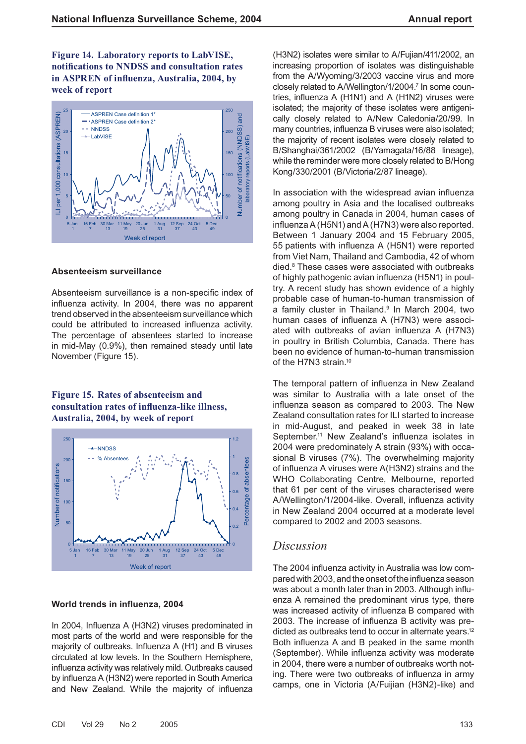**Figure 14. Laboratory reports to LabVISE, notifications to NNDSS and consultation rates in ASPREN of influenza, Australia, 2004, by week of report**

### Absenteeism surveillance

Absenteeism surveillance is a non-specific index of influenza activity. In 2004, there was no apparent trend observed in the absenteeism surveillance which could be attributed to increased influenza activity. The percentage of absentees started to increase in mid-May (0.9%), then remained steady until late November (Figure 15).

**Figure 15. Rates of absenteeism and consultation rates of influenza-like illness, Australia, 2004, by week of report**

### World trends in influenza, 2004

In 2004, Influenza A (H3N2) viruses predominated in most parts of the world and were responsible for the majority of outbreaks. Influenza A (H1) and B viruses circulated at low levels. In the Southern Hemisphere, influenza activity was relatively mild. Outbreaks caused by influenza A (H3N2) were reported in South America and New Zealand. While the majority of influenza (H3N2) isolates were similar to A/Fujian/411/2002, an increasing proportion of isolates was distinguishable from the A/Wyoming/3/2003 vaccine virus and more closely related to A/Wellington/1/2004.[7] In some countries, influenza A (H1N1) and A (H1N2) viruses were isolated; the majority of these isolates were antigenically closely related to A/New Caledonia/20/99. In many countries, influenza B viruses were also isolated; the majority of recent isolates were closely related to B/Shanghai/361/2002 (B/Yamagata/16/88 lineage), while the reminder were more closely related to B/Hong Kong/330/2001 (B/Victoria/2/87 lineage).

In association with the widespread avian influenza among poultry in Asia and the localised outbreaks among poultry in Canada in 2004, human cases of influenza A (H5N1) and A (H7N3) were also reported. Between 1 January 2004 and 15 February 2005, 55 patients with influenza A (H5N1) were reported from Viet Nam, Thailand and Cambodia, 42 of whom died.[8] These cases were associated with outbreaks of highly pathogenic avian influenza (H5N1) in poultry. A recent study has shown evidence of a highly probable case of human-to-human transmission of a family cluster in Thailand.[9] In March 2004, two human cases of influenza A (H7N3) were associated with outbreaks of avian influenza A (H7N3) in poultry in British Columbia, Canada. There has been no evidence of human-to-human transmission of the H7N3 strain.[10]

The temporal pattern of influenza in New Zealand was similar to Australia with a late onset of the influenza season as compared to 2003. The New Zealand consultation rates for ILI started to increase in mid-August, and peaked in week 38 in late September.[11] New Zealand's influenza isolates in 2004 were predominately A strain (93%) with occasional B viruses (7%). The overwhelming majority of influenza A viruses were A(H3N2) strains and the WHO Collaborating Centre, Melbourne, reported that 61 per cent of the viruses characterised were A/Wellington/1/2004-like. Overall, influenza activity in New Zealand 2004 occurred at a moderate level compared to 2002 and 2003 seasons.

## *Discussion*

The 2004 influenza activity in Australia was low compared with 2003, and the onset of the influenza season was about a month later than in 2003. Although influenza A remained the predominant virus type, there was increased activity of influenza B compared with 2003. The increase of influenza B activity was predicted as outbreaks tend to occur in alternate years.[12] Both influenza A and B peaked in the same month (September). While influenza activity was moderate in 2004, there were a number of outbreaks worth noting. There were two outbreaks of influenza in army camps, one in Victoria (A/Fujian (H3N2)-like) and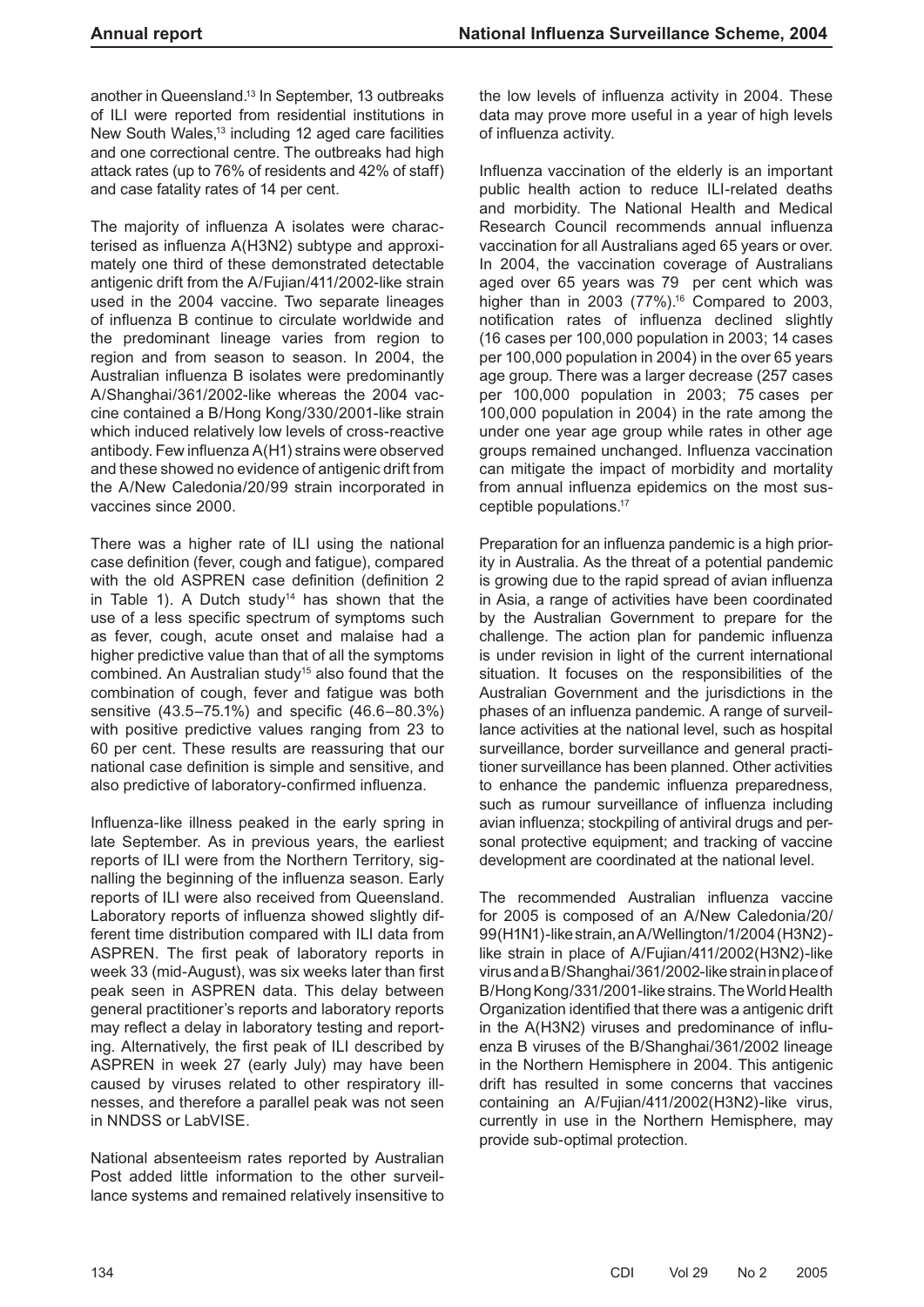another in Queensland.[13] In September, 13 outbreaks of ILI were reported from residential institutions in New South Wales,[13] including 12 aged care facilities and one correctional centre. The outbreaks had high attack rates (up to 76% of residents and 42% of staff) and case fatality rates of 14 per cent.

The majority of influenza A isolates were characterised as influenza A(H3N2) subtype and approximately one third of these demonstrated detectable antigenic drift from the A/Fujian/411/2002-like strain used in the 2004 vaccine. Two separate lineages of influenza B continue to circulate worldwide and the predominant lineage varies from region to region and from season to season. In 2004, the Australian influenza B isolates were predominantly A/Shanghai/361/2002-like whereas the 2004 vaccine contained a B/Hong Kong/330/2001-like strain which induced relatively low levels of cross-reactive antibody. Few influenza A(H1) strains were observed and these showed no evidence of antigenic drift from the A/New Caledonia/20/99 strain incorporated in vaccines since 2000.

There was a higher rate of ILI using the national case definition (fever, cough and fatigue), compared with the old ASPREN case definition (definition 2 in Table 1). A Dutch study[14] has shown that the use of a less specific spectrum of symptoms such as fever, cough, acute onset and malaise had a higher predictive value than that of all the symptoms combined. An Australian study[15] also found that the combination of cough, fever and fatigue was both sensitive (43.5–75.1%) and specific (46.6–80.3%) with positive predictive values ranging from 23 to 60 per cent. These results are reassuring that our national case definition is simple and sensitive, and also predictive of laboratory-confirmed influenza.

Influenza-like illness peaked in the early spring in late September. As in previous years, the earliest reports of ILI were from the Northern Territory, signalling the beginning of the influenza season. Early reports of ILI were also received from Queensland. Laboratory reports of influenza showed slightly different time distribution compared with ILI data from ASPREN. The first peak of laboratory reports in week 33 (mid-August), was six weeks later than first peak seen in ASPREN data. This delay between general practitioner's reports and laboratory reports may reflect a delay in laboratory testing and reporting. Alternatively, the first peak of ILI described by ASPREN in week 27 (early July) may have been caused by viruses related to other respiratory illnesses, and therefore a parallel peak was not seen in NNDSS or LabVISE.

National absenteeism rates reported by Australian Post added little information to the other surveillance systems and remained relatively insensitive to the low levels of influenza activity in 2004. These data may prove more useful in a year of high levels of influenza activity.

Influenza vaccination of the elderly is an important public health action to reduce ILI-related deaths and morbidity. The National Health and Medical Research Council recommends annual influenza vaccination for all Australians aged 65 years or over. In 2004, the vaccination coverage of Australians aged over 65 years was 79 per cent which was higher than in 2003 (77%).[16] Compared to 2003, notification rates of influenza declined slightly (16 cases per 100,000 population in 2003; 14 cases per 100,000 population in 2004) in the over 65 years age group. There was a larger decrease (257 cases per 100,000 population in 2003; 75 cases per 100,000 population in 2004) in the rate among the under one year age group while rates in other age groups remained unchanged. Influenza vaccination can mitigate the impact of morbidity and mortality from annual influenza epidemics on the most susceptible populations.[17]

Preparation for an influenza pandemic is a high priority in Australia. As the threat of a potential pandemic is growing due to the rapid spread of avian influenza in Asia, a range of activities have been coordinated by the Australian Government to prepare for the challenge. The action plan for pandemic influenza is under revision in light of the current international situation. It focuses on the responsibilities of the Australian Government and the jurisdictions in the phases of an influenza pandemic. A range of surveillance activities at the national level, such as hospital surveillance, border surveillance and general practitioner surveillance has been planned. Other activities to enhance the pandemic influenza preparedness, such as rumour surveillance of influenza including avian influenza; stockpiling of antiviral drugs and personal protective equipment; and tracking of vaccine development are coordinated at the national level.

The recommended Australian influenza vaccine for 2005 is composed of an A/New Caledonia/20/99(H1N1)-like strain, an A/Wellington/1/2004 (H3N2)-like strain in place of A/Fujian/411/2002(H3N2)-like virus and a B/Shanghai/361/2002-like strain in place of B/Hong Kong/331/2001-like strains. The World Health Organization identified that there was a antigenic drift in the A(H3N2) viruses and predominance of influenza B viruses of the B/Shanghai/361/2002 lineage in the Northern Hemisphere in 2004. This antigenic drift has resulted in some concerns that vaccines containing an A/Fujian/411/2002(H3N2)-like virus, currently in use in the Northern Hemisphere, may provide sub-optimal protection.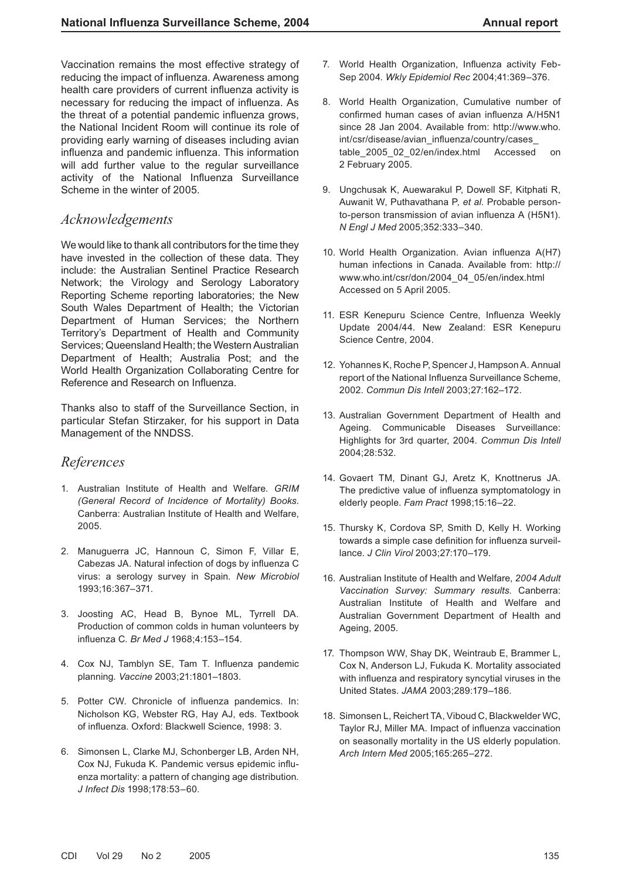Vaccination remains the most effective strategy of reducing the impact of influenza. Awareness among health care providers of current influenza activity is necessary for reducing the impact of influenza. As the threat of a potential pandemic influenza grows, the National Incident Room will continue its role of providing early warning of diseases including avian influenza and pandemic influenza. This information will add further value to the regular surveillance activity of the National Influenza Surveillance Scheme in the winter of 2005.

## *Acknowledgements*

We would like to thank all contributors for the time they have invested in the collection of these data. They include: the Australian Sentinel Practice Research Network; the Virology and Serology Laboratory Reporting Scheme reporting laboratories; the New South Wales Department of Health; the Victorian Department of Human Services; the Northern Territory's Department of Health and Community Services; Queensland Health; the Western Australian Department of Health; Australia Post; and the World Health Organization Collaborating Centre for Reference and Research on Influenza.

Thanks also to staff of the Surveillance Section, in particular Stefan Stirzaker, for his support in Data Management of the NNDSS.

## *References*

1. Australian Institute of Health and Welfare. *GRIM (General Record of Incidence of Mortality) Books*. Canberra: Australian Institute of Health and Welfare, 2005.
2. Manuguerra JC, Hannoun C, Simon F, Villar E, Cabezas JA. Natural infection of dogs by influenza C virus: a serology survey in Spain. *New Microbiol* 1993;16:367–371.
3. Joosting AC, Head B, Bynoe ML, Tyrrell DA. Production of common colds in human volunteers by influenza C. *Br Med J* 1968;4:153–154.
4. Cox NJ, Tamblyn SE, Tam T. Influenza pandemic planning. *Vaccine* 2003;21:1801–1803.
5. Potter CW. Chronicle of influenza pandemics. In: Nicholson KG, Webster RG, Hay AJ, eds. Textbook of influenza. Oxford: Blackwell Science, 1998: 3.
6. Simonsen L, Clarke MJ, Schonberger LB, Arden NH, Cox NJ, Fukuda K. Pandemic versus epidemic influenza mortality: a pattern of changing age distribution. *J Infect Dis* 1998;178:53–60.
7. World Health Organization, Influenza activity Feb-Sep 2004. *Wkly Epidemiol Rec* 2004;41:369–376.
8. World Health Organization, Cumulative number of confirmed human cases of avian influenza A/H5N1 since 28 Jan 2004. Available from: http://www.who.int/csr/disease/avian_influenza/country/cases_table_2005_02_02/en/index.html Accessed on 2 February 2005.
9. Ungchusak K, Auewarakul P, Dowell SF, Kitphati R, Auwanit W, Puthavathana P, *et al.* Probable person-to-person transmission of avian influenza A (H5N1). *N Engl J Med* 2005;352:333–340.
10. World Health Organization. Avian influenza A(H7) human infections in Canada. Available from: http://www.who.int/csr/don/2004_04_05/en/index.html Accessed on 5 April 2005.
11. ESR Kenepuru Science Centre, Influenza Weekly Update 2004/44. New Zealand: ESR Kenepuru Science Centre, 2004.
12. Yohannes K, Roche P, Spencer J, Hampson A. Annual report of the National Influenza Surveillance Scheme, 2002. *Commun Dis Intell* 2003;27:162–172.
13. Australian Government Department of Health and Ageing. Communicable Diseases Surveillance: Highlights for 3rd quarter, 2004. *Commun Dis Intell* 2004;28:532.
14. Govaert TM, Dinant GJ, Aretz K, Knottnerus JA. The predictive value of influenza symptomatology in elderly people. *Fam Pract* 1998;15:16–22.
15. Thursky K, Cordova SP, Smith D, Kelly H. Working towards a simple case definition for influenza surveillance. *J Clin Virol* 2003;27:170–179.
16. Australian Institute of Health and Welfare, *2004 Adult Vaccination Survey: Summary results*. Canberra: Australian Institute of Health and Welfare and Australian Government Department of Health and Ageing, 2005.
17. Thompson WW, Shay DK, Weintraub E, Brammer L, Cox N, Anderson LJ, Fukuda K. Mortality associated with influenza and respiratory syncytial viruses in the United States. *JAMA* 2003;289:179–186.
18. Simonsen L, Reichert TA, Viboud C, Blackwelder WC, Taylor RJ, Miller MA. Impact of influenza vaccination on seasonally mortality in the US elderly population. *Arch Intern Med* 2005;165:265–272.